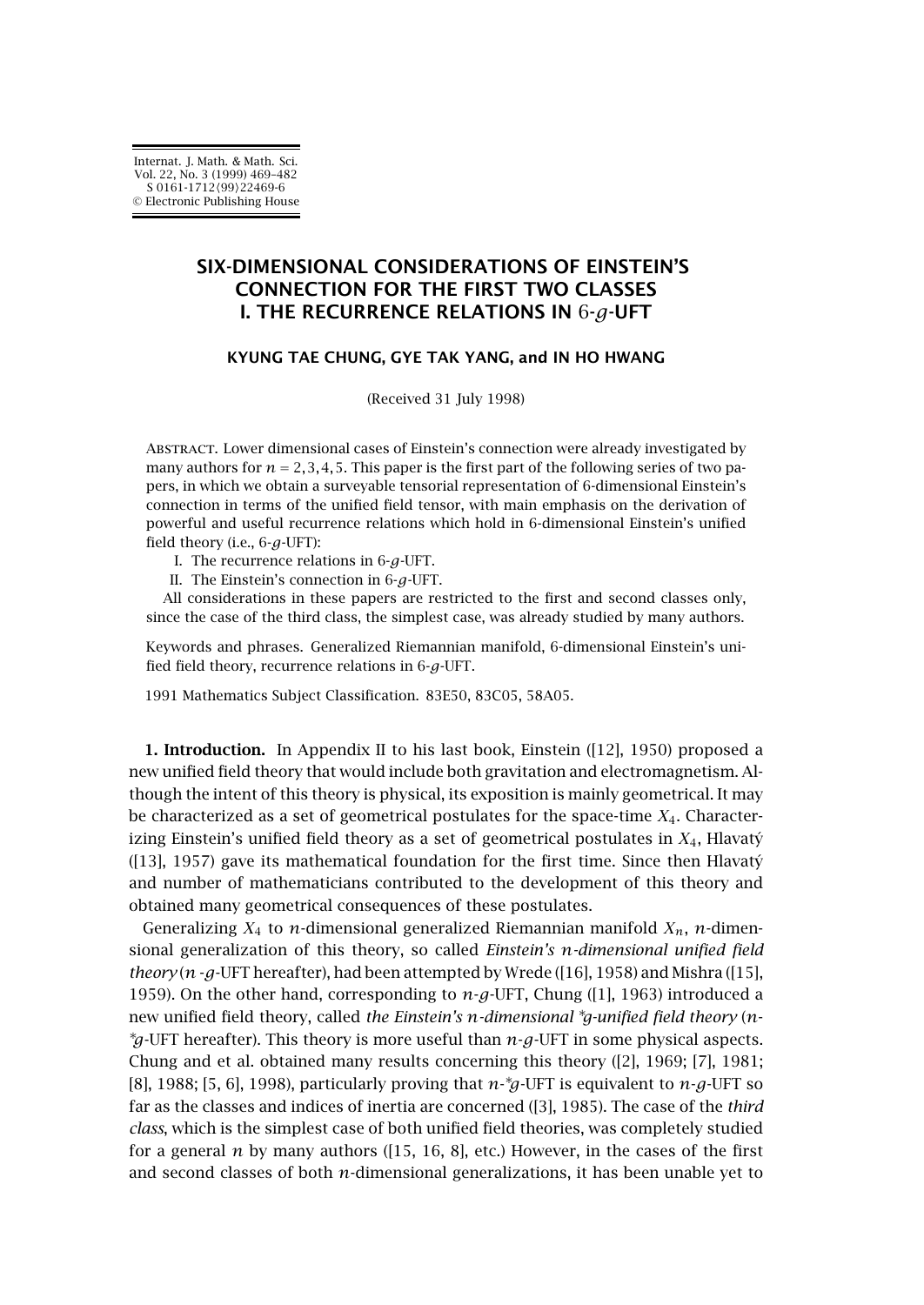# SIX-DIMENSIONAL CONSIDERATIONS OF EINSTEIN'S CONNECTION FOR THE FIRST TWO CLASSES I. THE RECURRENCE RELATIONS IN 6-$g$-UFT

**KYUNG TAE CHUNG, GYE TAK YANG, and IN HO HWANG**

(Received 31 July 1998)

Abstract. Lower dimensional cases of Einstein's connection were already investigated by many authors for $n = 2,3,4,5$. This paper is the first part of the following series of two papers, in which we obtain a surveyable tensorial representation of 6-dimensional Einstein's connection in terms of the unified field tensor, with main emphasis on the derivation of powerful and useful recurrence relations which hold in 6-dimensional Einstein's unified field theory (i.e., 6-$g$-UFT):

I. The recurrence relations in 6-$g$-UFT.

II. The Einstein's connection in 6-$g$-UFT.

All considerations in these papers are restricted to the first and second classes only, since the case of the third class, the simplest case, was already studied by many authors.

Keywords and phrases. Generalized Riemannian manifold, 6-dimensional Einstein's unified field theory, recurrence relations in 6-$g$-UFT.

1991 Mathematics Subject Classification. 83E50, 83C05, 58A05.

**1. Introduction.** In Appendix II to his last book, Einstein ([12], 1950) proposed a new unified field theory that would include both gravitation and electromagnetism. Although the intent of this theory is physical, its exposition is mainly geometrical. It may be characterized as a set of geometrical postulates for the space-time $X_4$. Characterizing Einstein's unified field theory as a set of geometrical postulates in $X_4$, Hlavatý ([13], 1957) gave its mathematical foundation for the first time. Since then Hlavatý and number of mathematicians contributed to the development of this theory and obtained many geometrical consequences of these postulates.

Generalizing $X_4$ to $n$-dimensional generalized Riemannian manifold $X_n$, $n$-dimensional generalization of this theory, so called *Einstein's n-dimensional unified field theory* ($n$-$g$-UFT hereafter), had been attempted by Wrede ([16], 1958) and Mishra ([15], 1959). On the other hand, corresponding to $n$-$g$-UFT, Chung ([1], 1963) introduced a new unified field theory, called *the Einstein's n-dimensional \*g-unified field theory* ($n$-$^*g$-UFT hereafter). This theory is more useful than $n$-$g$-UFT in some physical aspects. Chung and et al. obtained many results concerning this theory ([2], 1969; [7], 1981; [8], 1988; [5, 6], 1998), particularly proving that $n$-$^*g$-UFT is equivalent to $n$-$g$-UFT so far as the classes and indices of inertia are concerned ([3], 1985). The case of the *third class*, which is the simplest case of both unified field theories, was completely studied for a general $n$ by many authors ([15, 16, 8], etc.) However, in the cases of the first and second classes of both $n$-dimensional generalizations, it has been unable yet to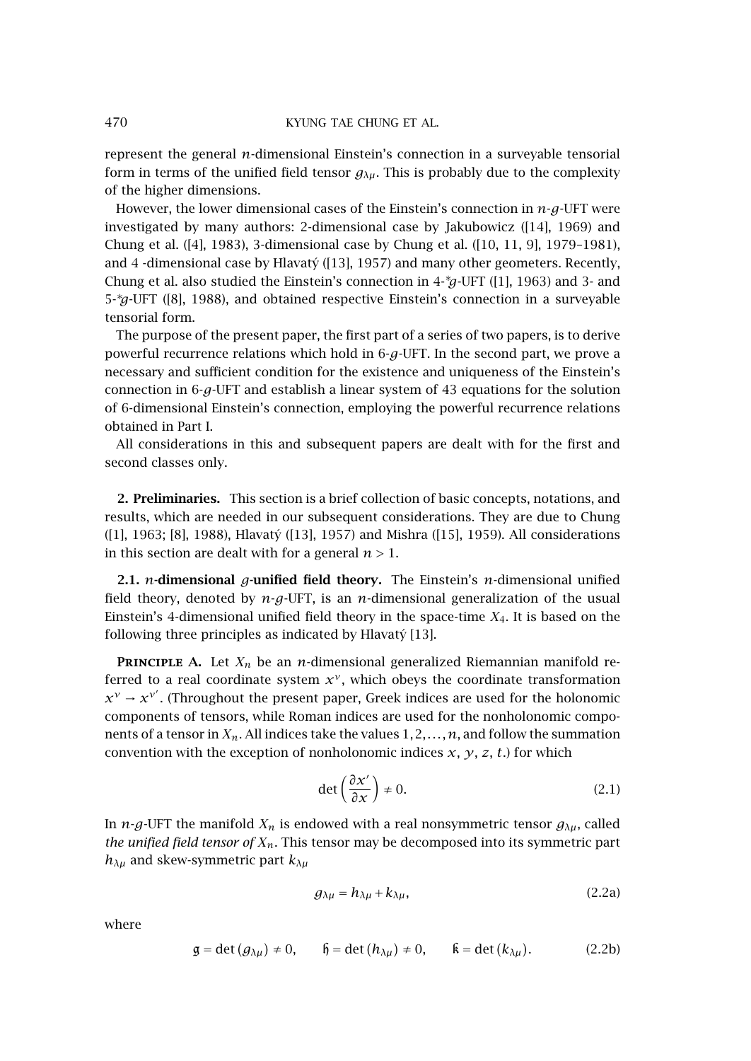represent the general $n$-dimensional Einstein's connection in a surveyable tensorial form in terms of the unified field tensor $g_{\lambda\mu}$. This is probably due to the complexity of the higher dimensions.

However, the lower dimensional cases of the Einstein's connection in $n$-$g$-UFT were investigated by many authors: 2-dimensional case by Jakubowicz ([14], 1969) and Chung et al. ([4], 1983), 3-dimensional case by Chung et al. ([10, 11, 9], 1979–1981), and 4 -dimensional case by Hlavatý ([13], 1957) and many other geometers. Recently, Chung et al. also studied the Einstein's connection in 4-$^*g$-UFT ([1], 1963) and 3- and 5-$^*g$-UFT ([8], 1988), and obtained respective Einstein's connection in a surveyable tensorial form.

The purpose of the present paper, the first part of a series of two papers, is to derive powerful recurrence relations which hold in 6-$g$-UFT. In the second part, we prove a necessary and sufficient condition for the existence and uniqueness of the Einstein's connection in 6-$g$-UFT and establish a linear system of 43 equations for the solution of 6-dimensional Einstein's connection, employing the powerful recurrence relations obtained in Part I.

All considerations in this and subsequent papers are dealt with for the first and second classes only.

## 2. Preliminaries.

This section is a brief collection of basic concepts, notations, and results, which are needed in our subsequent considerations. They are due to Chung ([1], 1963; [8], 1988), Hlavatý ([13], 1957) and Mishra ([15], 1959). All considerations in this section are dealt with for a general $n > 1$.

### 2.1. $n$-dimensional $g$-unified field theory.

The Einstein's $n$-dimensional unified field theory, denoted by $n$-$g$-UFT, is an $n$-dimensional generalization of the usual Einstein's 4-dimensional unified field theory in the space-time $X_4$. It is based on the following three principles as indicated by Hlavatý [13].

**Principle A.** Let $X_n$ be an $n$-dimensional generalized Riemannian manifold referred to a real coordinate system $x^\nu$, which obeys the coordinate transformation $x^\nu \to x^{\nu'}$. (Throughout the present paper, Greek indices are used for the holonomic components of tensors, while Roman indices are used for the nonholonomic components of a tensor in $X_n$. All indices take the values $1, 2, \ldots, n$, and follow the summation convention with the exception of nonholonomic indices $x$, $y$, $z$, $t$.) for which

$$\det\left(\frac{\partial x'}{\partial x}\right) \neq 0. \tag{2.1}$$

In $n$-$g$-UFT the manifold $X_n$ is endowed with a real nonsymmetric tensor $g_{\lambda\mu}$, called *the unified field tensor of* $X_n$. This tensor may be decomposed into its symmetric part $h_{\lambda\mu}$ and skew-symmetric part $k_{\lambda\mu}$

$$g_{\lambda\mu} = h_{\lambda\mu} + k_{\lambda\mu}, \tag{2.2a}$$

where

$$\mathfrak{g} = \det\left(g_{\lambda\mu}\right) \neq 0, \qquad \mathfrak{h} = \det\left(h_{\lambda\mu}\right) \neq 0, \qquad \mathfrak{k} = \det\left(k_{\lambda\mu}\right). \tag{2.2b}$$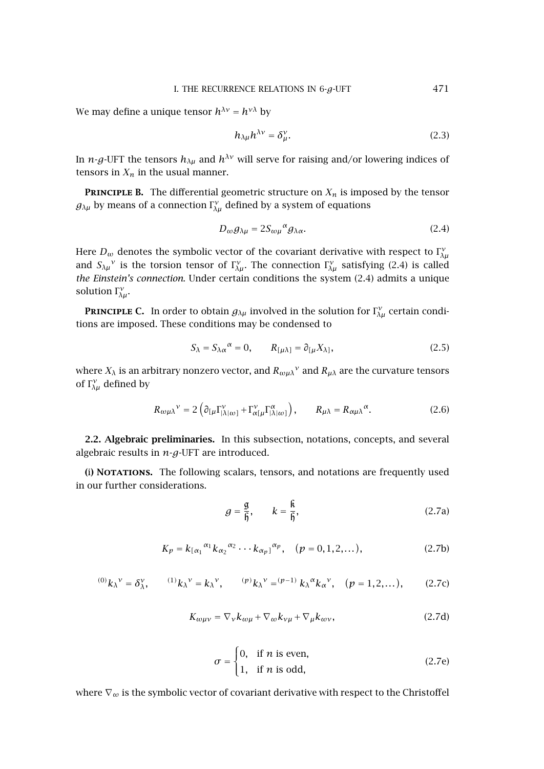We may define a unique tensor $h^{\lambda\nu} = h^{\nu\lambda}$ by

$$h_{\lambda\mu} h^{\lambda\nu} = \delta_\mu^\nu. \tag{2.3}$$

In $n$-$g$-UFT the tensors $h_{\lambda\mu}$ and $h^{\lambda\nu}$ will serve for raising and/or lowering indices of tensors in $X_n$ in the usual manner.

**Principle B.** The differential geometric structure on $X_n$ is imposed by the tensor $g_{\lambda\mu}$ by means of a connection $\Gamma_{\lambda\mu}^\nu$ defined by a system of equations

$$D_\omega g_{\lambda\mu} = 2 S_{\omega\mu}{}^\alpha g_{\lambda\alpha}. \tag{2.4}$$

Here $D_\omega$ denotes the symbolic vector of the covariant derivative with respect to $\Gamma_{\lambda\mu}^\nu$ and $S_{\lambda\mu}{}^\nu$ is the torsion tensor of $\Gamma_{\lambda\mu}^\nu$. The connection $\Gamma_{\lambda\mu}^\nu$ satisfying (2.4) is called *the Einstein's connection*. Under certain conditions the system (2.4) admits a unique solution $\Gamma_{\lambda\mu}^\nu$.

**Principle C.** In order to obtain $g_{\lambda\mu}$ involved in the solution for $\Gamma_{\lambda\mu}^\nu$ certain conditions are imposed. These conditions may be condensed to

$$S_\lambda = S_{\lambda\alpha}{}^\alpha = 0, \qquad R_{[\mu\lambda]} = \partial_{[\mu} X_{\lambda]}, \tag{2.5}$$

where $X_\lambda$ is an arbitrary nonzero vector, and $R_{\omega\mu\lambda}{}^\nu$ and $R_{\mu\lambda}$ are the curvature tensors of $\Gamma_{\lambda\mu}^\nu$ defined by

$$R_{\omega\mu\lambda}{}^\nu = 2\left(\partial_{[\mu}\Gamma_{|\lambda|\omega]}^\nu + \Gamma_{\alpha[\mu}^\nu \Gamma_{|\lambda|\omega]}^\alpha\right), \qquad R_{\mu\lambda} = R_{\alpha\mu\lambda}{}^\alpha. \tag{2.6}$$

**2.2. Algebraic preliminaries.** In this subsection, notations, concepts, and several algebraic results in $n$-$g$-UFT are introduced.

**(i) Notations.** The following scalars, tensors, and notations are frequently used in our further considerations.

$$g = \frac{\mathfrak{g}}{\mathfrak{h}}, \qquad k = \frac{\mathfrak{k}}{\mathfrak{h}}, \tag{2.7a}$$

$$K_p = k_{[\alpha_1}{}^{\alpha_1} k_{\alpha_2}{}^{\alpha_2} \cdots k_{\alpha_p]}{}^{\alpha_p}, \quad (p = 0, 1, 2, \ldots), \tag{2.7b}$$

$$^{(0)}k_\lambda{}^\nu = \delta_\lambda^\nu, \qquad ^{(1)}k_\lambda{}^\nu = k_\lambda{}^\nu, \qquad ^{(p)}k_\lambda{}^\nu = {}^{(p-1)}k_\lambda{}^\alpha k_\alpha{}^\nu, \quad (p = 1, 2, \ldots), \tag{2.7c}$$

$$K_{\omega\mu\nu} = \nabla_\nu k_{\omega\mu} + \nabla_\omega k_{\nu\mu} + \nabla_\mu k_{\omega\nu}, \tag{2.7d}$$

$$\sigma = \begin{cases} 0, & \text{if } n \text{ is even,} \\ 1, & \text{if } n \text{ is odd,} \end{cases} \tag{2.7e}$$

where $\nabla_\omega$ is the symbolic vector of covariant derivative with respect to the Christoffel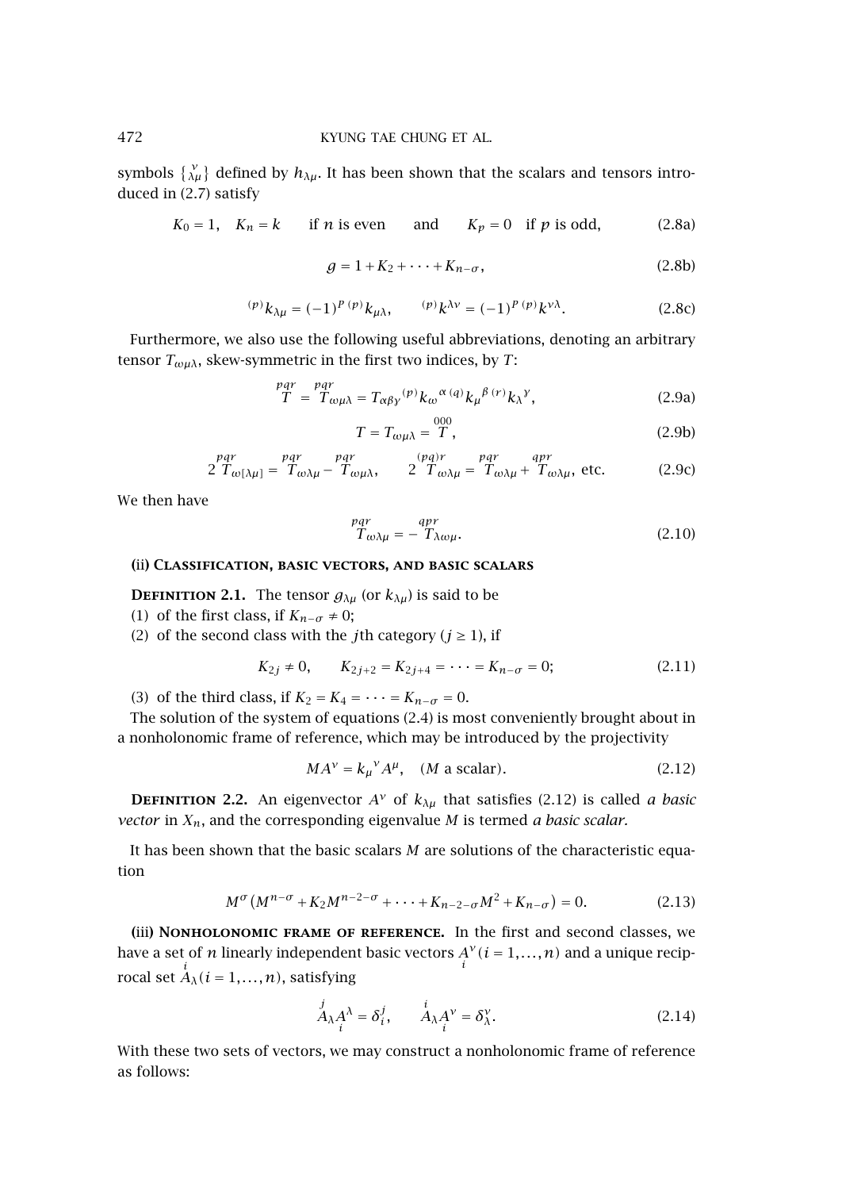symbols $\left\{ {\nu \atop \lambda\mu} \right\}$ defined by $h_{\lambda\mu}$. It has been shown that the scalars and tensors introduced in (2.7) satisfy

$$K_0 = 1, \quad K_n = k \qquad \text{if } n \text{ is even} \qquad \text{and} \qquad K_p = 0 \quad \text{if } p \text{ is odd,} \tag{2.8a}$$

$$g = 1 + K_2 + \cdots + K_{n-\sigma}, \tag{2.8b}$$

$${}^{(p)}k_{\lambda\mu} = (-1)^{p\,(p)}k_{\mu\lambda}, \qquad {}^{(p)}k^{\lambda\nu} = (-1)^{p\,(p)}k^{\nu\lambda}. \tag{2.8c}$$

Furthermore, we also use the following useful abbreviations, denoting an arbitrary tensor $T_{\omega\mu\lambda}$, skew-symmetric in the first two indices, by $T$:

$$\overset{pqr}{T} = \overset{pqr}{T}_{\omega\mu\lambda} = T_{\alpha\beta\gamma}\, {}^{(p)}k_{\omega}{}^{\alpha}\, {}^{(q)}k_{\mu}{}^{\beta}\, {}^{(r)}k_{\lambda}{}^{\gamma}, \tag{2.9a}$$

$$T = T_{\omega\mu\lambda} = \overset{000}{T}, \tag{2.9b}$$

$$2\overset{pqr}{T}_{\omega[\lambda\mu]} = \overset{pqr}{T}_{\omega\lambda\mu} - \overset{pqr}{T}_{\omega\mu\lambda}, \qquad 2\overset{(pq)r}{T}_{\omega\lambda\mu} = \overset{pqr}{T}_{\omega\lambda\mu} + \overset{qpr}{T}_{\omega\lambda\mu}, \text{ etc.} \tag{2.9c}$$

We then have

$$\overset{pqr}{T}_{\omega\lambda\mu} = -\overset{qpr}{T}_{\lambda\omega\mu}. \tag{2.10}$$

**(ii) Classification, basic vectors, and basic scalars**

**Definition 2.1.** The tensor $g_{\lambda\mu}$ (or $k_{\lambda\mu}$) is said to be

(1) of the first class, if $K_{n-\sigma} \neq 0$;

(2) of the second class with the $j$th category ($j \geq 1$), if

$$K_{2j} \neq 0, \qquad K_{2j+2} = K_{2j+4} = \cdots = K_{n-\sigma} = 0; \tag{2.11}$$

(3) of the third class, if $K_2 = K_4 = \cdots = K_{n-\sigma} = 0$.

The solution of the system of equations (2.4) is most conveniently brought about in a nonholonomic frame of reference, which may be introduced by the projectivity

$$MA^{\nu} = k_{\mu}{}^{\nu}A^{\mu}, \quad (M \text{ a scalar}). \tag{2.12}$$

**Definition 2.2.** An eigenvector $A^{\nu}$ of $k_{\lambda\mu}$ that satisfies (2.12) is called *a basic vector* in $X_n$, and the corresponding eigenvalue $M$ is termed *a basic scalar.*

It has been shown that the basic scalars $M$ are solutions of the characteristic equation

$$M^{\sigma}\left(M^{n-\sigma} + K_2M^{n-2-\sigma} + \cdots + K_{n-2-\sigma}M^2 + K_{n-\sigma}\right) = 0. \tag{2.13}$$

**(iii) Nonholonomic frame of reference.** In the first and second classes, we have a set of $n$ linearly independent basic vectors $\underset{i}{A}{}^{\nu}$ $(i = 1,\ldots,n)$ and a unique reciprocal set $\overset{i}{A}_{\lambda}$ $(i = 1,\ldots,n)$, satisfying

$$\overset{j}{A}_{\lambda}\underset{i}{A}{}^{\lambda} = \delta_i^j, \qquad \overset{i}{A}_{\lambda}\underset{i}{A}{}^{\nu} = \delta_{\lambda}^{\nu}. \tag{2.14}$$

With these two sets of vectors, we may construct a nonholonomic frame of reference as follows: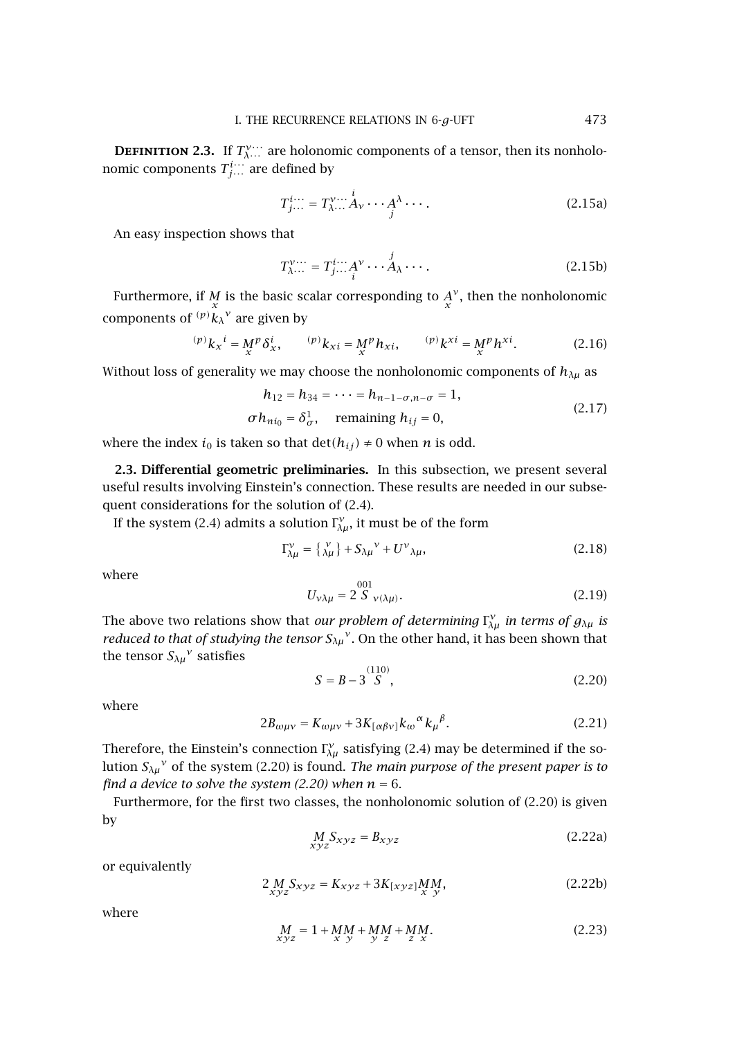**Definition 2.3.** If $T^{\nu\cdots}_{\lambda\cdots}$ are holonomic components of a tensor, then its nonholonomic components $T^{i\cdots}_{j\cdots}$ are defined by

$$T^{i\cdots}_{j\cdots} = T^{\nu\cdots}_{\lambda\cdots} \overset{i}{A}_{\nu} \cdots \underset{j}{A}^{\lambda} \cdots . \tag{2.15a}$$

An easy inspection shows that

$$T^{\nu\cdots}_{\lambda\cdots} = T^{i\cdots}_{j\cdots} \underset{i}{A}^{\nu} \cdots \overset{j}{A}_{\lambda} \cdots . \tag{2.15b}$$

Furthermore, if $\underset{x}{M}$ is the basic scalar corresponding to $\underset{x}{A}^{\nu}$, then the nonholonomic components of ${}^{(p)}k_{\lambda}{}^{\nu}$ are given by

$${}^{(p)}k_{x}{}^{i} = \underset{x}{M}^{p}\delta^{i}_{x}, \qquad {}^{(p)}k_{xi} = \underset{x}{M}^{p}h_{xi}, \qquad {}^{(p)}k^{xi} = \underset{x}{M}^{p}h^{xi}. \tag{2.16}$$

Without loss of generality we may choose the nonholonomic components of $h_{\lambda\mu}$ as

$$\begin{gathered} h_{12} = h_{34} = \cdots = h_{n-1-\sigma,n-\sigma} = 1, \\ \sigma h_{ni_0} = \delta^{1}_{\sigma}, \quad \text{remaining } h_{ij} = 0, \end{gathered} \tag{2.17}$$

where the index $i_0$ is taken so that $\det(h_{ij}) \neq 0$ when $n$ is odd.

**2.3. Differential geometric preliminaries.** In this subsection, we present several useful results involving Einstein's connection. These results are needed in our subsequent considerations for the solution of (2.4).

If the system (2.4) admits a solution $\Gamma^{\nu}_{\lambda\mu}$, it must be of the form

$$\Gamma^{\nu}_{\lambda\mu} = \left\{ {}^{\nu}_{\lambda\mu} \right\} + S_{\lambda\mu}{}^{\nu} + U^{\nu}{}_{\lambda\mu}, \tag{2.18}$$

where

$$U_{\nu\lambda\mu} = 2 \overset{001}{S}_{\nu(\lambda\mu)}. \tag{2.19}$$

The above two relations show that *our problem of determining $\Gamma^{\nu}_{\lambda\mu}$ in terms of $g_{\lambda\mu}$ is reduced to that of studying the tensor $S_{\lambda\mu}{}^{\nu}$*. On the other hand, it has been shown that the tensor $S_{\lambda\mu}{}^{\nu}$ satisfies

$$S = B - 3 \overset{(110)}{S}, \tag{2.20}$$

where

$$2B_{\omega\mu\nu} = K_{\omega\mu\nu} + 3K_{[\alpha\beta\nu]}k_{\omega}{}^{\alpha}k_{\mu}{}^{\beta}. \tag{2.21}$$

Therefore, the Einstein's connection $\Gamma^{\nu}_{\lambda\mu}$ satisfying (2.4) may be determined if the solution $S_{\lambda\mu}{}^{\nu}$ of the system (2.20) is found. *The main purpose of the present paper is to find a device to solve the system (2.20) when $n = 6$.*

Furthermore, for the first two classes, the nonholonomic solution of (2.20) is given by

$$\underset{xyz}{M} S_{xyz} = B_{xyz} \tag{2.22a}$$

or equivalently

$$2 \underset{xyz}{M} S_{xyz} = K_{xyz} + 3K_{[xyz]}\underset{x}{M}\underset{y}{M}, \tag{2.22b}$$

where

$$\underset{xyz}{M} = 1 + \underset{x}{M}\underset{y}{M} + \underset{y}{M}\underset{z}{M} + \underset{z}{M}\underset{x}{M}. \tag{2.23}$$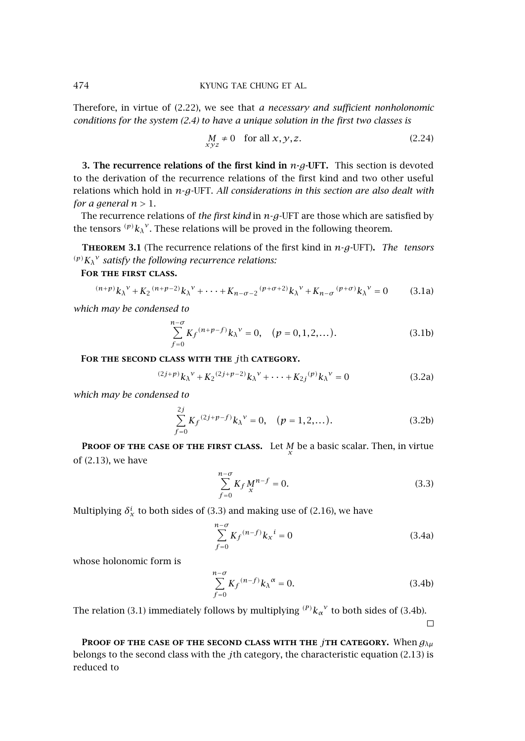Therefore, in virtue of (2.22), we see that *a necessary and sufficient nonholonomic conditions for the system (2.4) to have a unique solution in the first two classes is*

$$\underset{xyz}{M} \neq 0 \quad \text{for all } x, y, z. \tag{2.24}$$

**3. The recurrence relations of the first kind in $n$-$g$-UFT.** This section is devoted to the derivation of the recurrence relations of the first kind and two other useful relations which hold in $n$-$g$-UFT. *All considerations in this section are also dealt with for a general $n > 1$.*

The recurrence relations of *the first kind* in $n$-$g$-UFT are those which are satisfied by the tensors ${}^{(p)}k_\lambda{}^\nu$. These relations will be proved in the following theorem.

**Theorem 3.1** (The recurrence relations of the first kind in $n$-$g$-UFT)**.** *The tensors ${}^{(p)}K_\lambda{}^\nu$ satisfy the following recurrence relations:*

**For the first class.**

$${}^{(n+p)}k_\lambda{}^\nu + K_2\,{}^{(n+p-2)}k_\lambda{}^\nu + \cdots + K_{n-\sigma-2}\,{}^{(p+\sigma+2)}k_\lambda{}^\nu + K_{n-\sigma}\,{}^{(p+\sigma)}k_\lambda{}^\nu = 0 \tag{3.1a}$$

*which may be condensed to*

$$\sum_{f=0}^{n-\sigma} K_f\,{}^{(n+p-f)}k_\lambda{}^\nu = 0, \quad (p = 0, 1, 2, \ldots). \tag{3.1b}$$

**For the second class with the $j$th category.**

$${}^{(2j+p)}k_\lambda{}^\nu + K_2\,{}^{(2j+p-2)}k_\lambda{}^\nu + \cdots + K_{2j}\,{}^{(p)}k_\lambda{}^\nu = 0 \tag{3.2a}$$

*which may be condensed to*

$$\sum_{f=0}^{2j} K_f\,{}^{(2j+p-f)}k_\lambda{}^\nu = 0, \quad (p = 1, 2, \ldots). \tag{3.2b}$$

**Proof of the case of the first class.** Let $\underset{x}{M}$ be a basic scalar. Then, in virtue of (2.13), we have

$$\sum_{f=0}^{n-\sigma} K_f \underset{x}{M}^{n-f} = 0. \tag{3.3}$$

Multiplying $\delta_x^i$ to both sides of (3.3) and making use of (2.16), we have

$$\sum_{f=0}^{n-\sigma} K_f\,{}^{(n-f)}k_x{}^i = 0 \tag{3.4a}$$

whose holonomic form is

$$\sum_{f=0}^{n-\sigma} K_f\,{}^{(n-f)}k_\lambda{}^\alpha = 0. \tag{3.4b}$$

The relation (3.1) immediately follows by multiplying ${}^{(P)}k_\alpha{}^\nu$ to both sides of (3.4b). □

**Proof of the case of the second class with the $j$th category.** When $g_{\lambda\mu}$ belongs to the second class with the $j$th category, the characteristic equation (2.13) is reduced to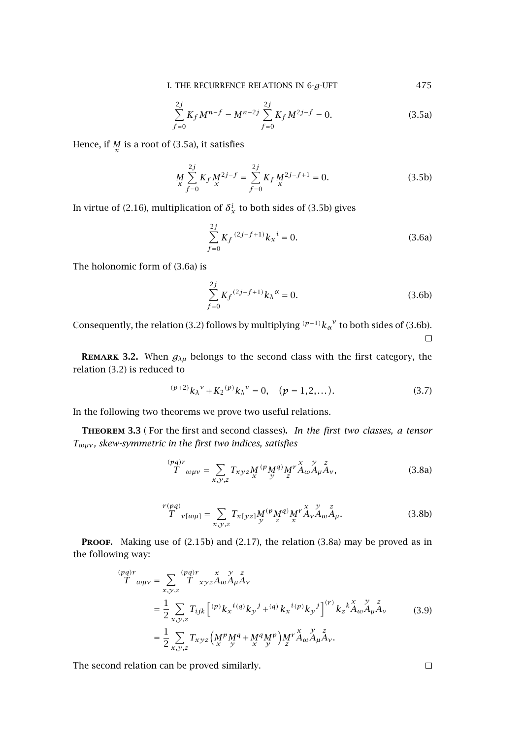$$\sum_{f=0}^{2j} K_f M^{n-f} = M^{n-2j} \sum_{f=0}^{2j} K_f M^{2j-f} = 0. \tag{3.5a}$$

Hence, if $\underset{x}{M}$ is a root of (3.5a), it satisfies

$$\underset{x}{M} \sum_{f=0}^{2j} K_f \underset{x}{M}^{2j-f} = \sum_{f=0}^{2j} K_f \underset{x}{M}^{2j-f+1} = 0. \tag{3.5b}$$

In virtue of (2.16), multiplication of $\delta_x^i$ to both sides of (3.5b) gives

$$\sum_{f=0}^{2j} K_f\, {}^{(2j-f+1)}k_x{}^i = 0. \tag{3.6a}$$

The holonomic form of (3.6a) is

$$\sum_{f=0}^{2j} K_f\, {}^{(2j-f+1)}k_\lambda{}^\alpha = 0. \tag{3.6b}$$

Consequently, the relation (3.2) follows by multiplying ${}^{(p-1)}k_\alpha{}^\nu$ to both sides of (3.6b). $\square$

**Remark 3.2.** When $g_{\lambda\mu}$ belongs to the second class with the first category, the relation (3.2) is reduced to

$${}^{(p+2)}k_\lambda{}^\nu + K_2\, {}^{(p)}k_\lambda{}^\nu = 0, \quad (p = 1, 2, \ldots). \tag{3.7}$$

In the following two theorems we prove two useful relations.

**Theorem 3.3** ( For the first and second classes)**.** *In the first two classes, a tensor $T_{\omega\mu\nu}$, skew-symmetric in the first two indices, satisfies*

$$\overset{(pq)r}{T}{}_{\omega\mu\nu} = \sum_{x,y,z} T_{xyz} \underset{x}{M}^{(p} \underset{y}{M}^{q)} \underset{z}{M}^r \overset{x}{A}_\omega \overset{y}{A}_\mu \overset{z}{A}_\nu, \tag{3.8a}$$

$$\overset{r(pq)}{T}{}_{\nu[\omega\mu]} = \sum_{x,y,z} T_{x[yz]} \underset{y}{M}^{(p} \underset{z}{M}^{q)} \underset{x}{M}^r \overset{x}{A}_\nu \overset{y}{A}_\omega \overset{z}{A}_\mu. \tag{3.8b}$$

**Proof.** Making use of (2.15b) and (2.17), the relation (3.8a) may be proved as in the following way:

$$\begin{aligned}
\overset{(pq)r}{T}{}_{\omega\mu\nu} &= \sum_{x,y,z} \overset{(pq)r}{T}{}_{xyz} \overset{x}{A}_\omega \overset{y}{A}_\mu \overset{z}{A}_\nu \\
&= \frac{1}{2} \sum_{x,y,z} T_{ijk} \left[ {}^{(p)}k_x{}^{i\,(q)}k_y{}^j + {}^{(q)}k_x{}^{i\,(p)}k_y{}^j \right]^{(r)} k_z{}^k \overset{x}{A}_\omega \overset{y}{A}_\mu \overset{z}{A}_\nu \\
&= \frac{1}{2} \sum_{x,y,z} T_{xyz} \left( \underset{x}{M}^p \underset{y}{M}^q + \underset{x}{M}^q \underset{y}{M}^p \right) \underset{z}{M}^r \overset{x}{A}_\omega \overset{y}{A}_\mu \overset{z}{A}_\nu.
\end{aligned} \tag{3.9}$$

The second relation can be proved similarly. $\square$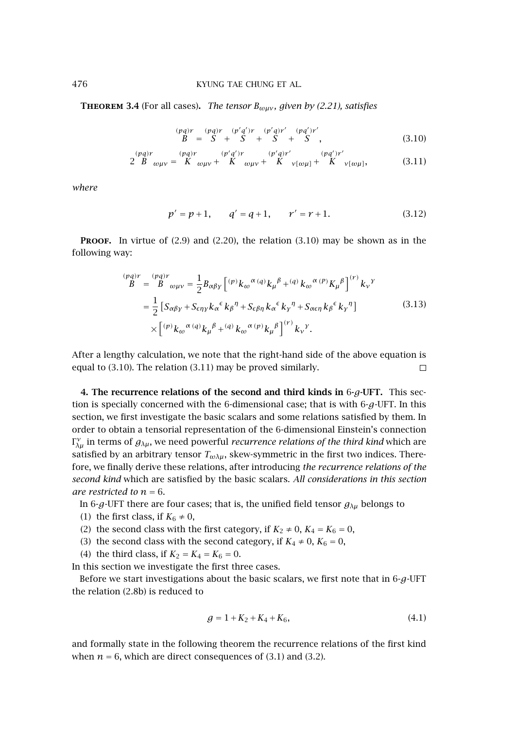**Theorem 3.4** (For all cases). *The tensor $B_{\omega\mu\nu}$, given by (2.21), satisfies*

$$\overset{(pq)r}{B} = \overset{(pq)r}{S} + \overset{(p'q')r}{S} + \overset{(p'q)r'}{S} + \overset{(pq')r'}{S}, \tag{3.10}$$

$$2\overset{(pq)r}{B}{}_{\omega\mu\nu} = \overset{(pq)r}{K}{}_{\omega\mu\nu} + \overset{(p'q')r}{K}{}_{\omega\mu\nu} + \overset{(p'q)r'}{K}{}_{\nu[\omega\mu]} + \overset{(pq')r'}{K}{}_{\nu[\omega\mu]}, \tag{3.11}$$

*where*

$$p' = p+1, \qquad q' = q+1, \qquad r' = r+1. \tag{3.12}$$

**Proof.** In virtue of (2.9) and (2.20), the relation (3.10) may be shown as in the following way:

$$\begin{aligned}
\overset{(pq)r}{B} = \overset{(pq)r}{B}{}_{\omega\mu\nu} &= \frac{1}{2} B_{\alpha\beta\gamma}\left[{}^{(p)}k_{\omega}{}^{\alpha}\,{}^{(q)}k_{\mu}{}^{\beta} + {}^{(q)}k_{\omega}{}^{\alpha}\,{}^{(P)}K_{\mu}{}^{\beta}\right]^{(r)} k_{\nu}{}^{\gamma} \\
&= \frac{1}{2}\left[S_{\alpha\beta\gamma} + S_{\epsilon\eta\gamma}k_{\alpha}{}^{\epsilon}k_{\beta}{}^{\eta} + S_{\epsilon\beta\eta}k_{\alpha}{}^{\epsilon}k_{\gamma}{}^{\eta} + S_{\alpha\epsilon\eta}k_{\beta}{}^{\epsilon}k_{\gamma}{}^{\eta}\right] \\
&\quad \times \left[{}^{(p)}k_{\omega}{}^{\alpha}\,{}^{(q)}k_{\mu}{}^{\beta} + {}^{(q)}k_{\omega}{}^{\alpha}\,{}^{(p)}k_{\mu}{}^{\beta}\right]^{(r)} k_{\nu}{}^{\gamma}.
\end{aligned} \tag{3.13}$$

After a lengthy calculation, we note that the right-hand side of the above equation is equal to (3.10). The relation (3.11) may be proved similarly. □

**4. The recurrence relations of the second and third kinds in** $6$-$g$-**UFT.** This section is specially concerned with the 6-dimensional case; that is with $6$-$g$-UFT. In this section, we first investigate the basic scalars and some relations satisfied by them. In order to obtain a tensorial representation of the 6-dimensional Einstein's connection $\Gamma^{\nu}_{\lambda\mu}$ in terms of $g_{\lambda\mu}$, we need powerful *recurrence relations of the third kind* which are satisfied by an arbitrary tensor $T_{\omega\lambda\mu}$, skew-symmetric in the first two indices. Therefore, we finally derive these relations, after introducing *the recurrence relations of the second kind* which are satisfied by the basic scalars. *All considerations in this section are restricted to* $n = 6$.

In $6$-$g$-UFT there are four cases; that is, the unified field tensor $g_{\lambda\mu}$ belongs to

(1) the first class, if $K_6 \neq 0$,

(2) the second class with the first category, if $K_2 \neq 0$, $K_4 = K_6 = 0$,

(3) the second class with the second category, if $K_4 \neq 0$, $K_6 = 0$,

(4) the third class, if $K_2 = K_4 = K_6 = 0$.

In this section we investigate the first three cases.

Before we start investigations about the basic scalars, we first note that in $6$-$g$-UFT the relation (2.8b) is reduced to

$$g = 1 + K_2 + K_4 + K_6, \tag{4.1}$$

and formally state in the following theorem the recurrence relations of the first kind when $n = 6$, which are direct consequences of (3.1) and (3.2).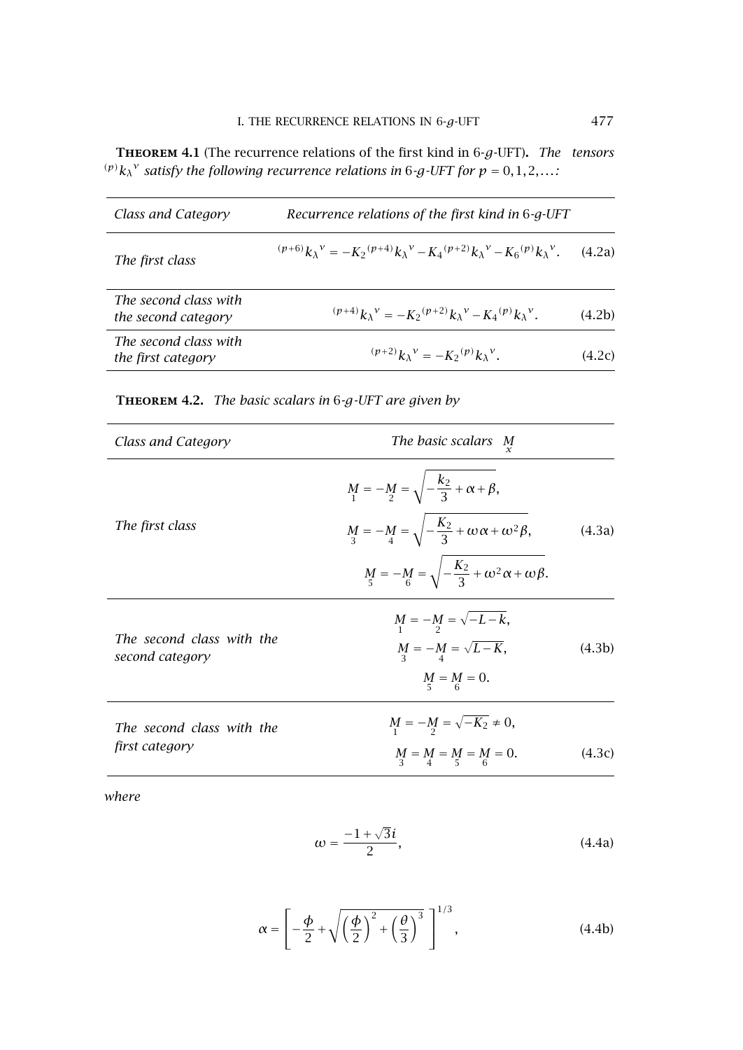**Theorem 4.1** (The recurrence relations of the first kind in 6-$g$-UFT). *The tensors* ${}^{(p)}k_\lambda{}^\nu$ *satisfy the following recurrence relations in* 6-$g$-*UFT for* $p = 0,1,2,\ldots$:

| *Class and Category* | *Recurrence relations of the first kind in* 6-$g$-*UFT* |
|---|---|
| *The first class* | ${}^{(p+6)}k_\lambda{}^\nu = -K_2{}^{(p+4)}k_\lambda{}^\nu - K_4{}^{(p+2)}k_\lambda{}^\nu - K_6{}^{(p)}k_\lambda{}^\nu. \quad (4.2a)$ |
| *The second class with the second category* | ${}^{(p+4)}k_\lambda{}^\nu = -K_2{}^{(p+2)}k_\lambda{}^\nu - K_4{}^{(p)}k_\lambda{}^\nu. \quad (4.2b)$ |
| *The second class with the first category* | ${}^{(p+2)}k_\lambda{}^\nu = -K_2{}^{(p)}k_\lambda{}^\nu. \quad (4.2c)$ |

**Theorem 4.2.** *The basic scalars in* 6-$g$-*UFT are given by*

| *Class and Category* | *The basic scalars* $\underset{x}{M}$ |
|---|---|
| *The first class* | $\underset{1}{M} = -\underset{2}{M} = \sqrt{-\dfrac{k_2}{3} + \alpha + \beta}$, $\underset{3}{M} = -\underset{4}{M} = \sqrt{-\dfrac{K_2}{3} + \omega\alpha + \omega^2\beta}$, $\underset{5}{M} = -\underset{6}{M} = \sqrt{-\dfrac{K_2}{3} + \omega^2\alpha + \omega\beta}$. $\quad (4.3a)$ |
| *The second class with the second category* | $\underset{1}{M} = -\underset{2}{M} = \sqrt{-L-k}$, $\underset{3}{M} = -\underset{4}{M} = \sqrt{L-K}$, $\underset{5}{M} = \underset{6}{M} = 0$. $\quad (4.3b)$ |
| *The second class with the first category* | $\underset{1}{M} = -\underset{2}{M} = \sqrt{-K_2} \neq 0$, $\underset{3}{M} = \underset{4}{M} = \underset{5}{M} = \underset{6}{M} = 0$. $\quad (4.3c)$ |

*where*

$$\omega = \frac{-1+\sqrt{3}i}{2}, \tag{4.4a}$$

$$\alpha = \left[ -\frac{\phi}{2} + \sqrt{\left(\frac{\phi}{2}\right)^2 + \left(\frac{\theta}{3}\right)^3} \right]^{1/3}, \tag{4.4b}$$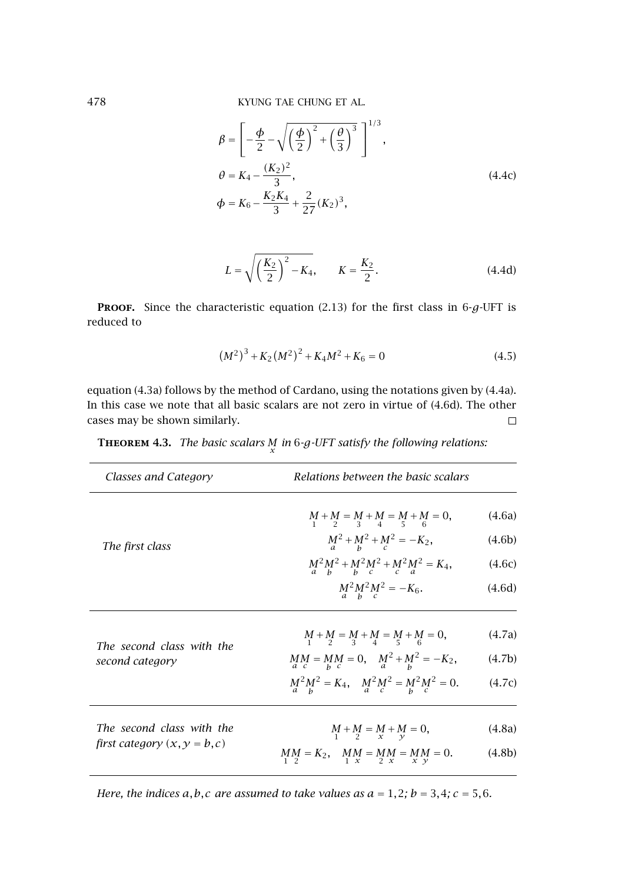$$\beta = \left[ -\frac{\phi}{2} - \sqrt{\left(\frac{\phi}{2}\right)^2 + \left(\frac{\theta}{3}\right)^3} \right]^{1/3},$$

$$\theta = K_4 - \frac{(K_2)^2}{3}, \tag{4.4c}$$

$$\phi = K_6 - \frac{K_2 K_4}{3} + \frac{2}{27}(K_2)^3,$$

$$L = \sqrt{\left(\frac{K_2}{2}\right)^2 - K_4}, \qquad K = \frac{K_2}{2}. \tag{4.4d}$$

**Proof.** Since the characteristic equation (2.13) for the first class in 6-$g$-UFT is reduced to

$$(M^2)^3 + K_2 (M^2)^2 + K_4 M^2 + K_6 = 0 \tag{4.5}$$

equation (4.3a) follows by the method of Cardano, using the notations given by (4.4a). In this case we note that all basic scalars are not zero in virtue of (4.6d). The other cases may be shown similarly. □

**Theorem 4.3.** *The basic scalars $\underset{x}{M}$ in 6-$g$-UFT satisfy the following relations:*

| *Classes and Category* | *Relations between the basic scalars* |
|---|---|
| *The first class* | $\underset{1}{M} + \underset{2}{M} = \underset{3}{M} + \underset{4}{M} = \underset{5}{M} + \underset{6}{M} = 0,$ (4.6a) <br> $\underset{a}{M}^2 + \underset{b}{M}^2 + \underset{c}{M}^2 = -K_2,$ (4.6b) <br> $\underset{a}{M}^2\underset{b}{M}^2 + \underset{b}{M}^2\underset{c}{M}^2 + \underset{c}{M}^2\underset{a}{M}^2 = K_4,$ (4.6c) <br> $\underset{a}{M}^2\underset{b}{M}^2\underset{c}{M}^2 = -K_6.$ (4.6d) |
| *The second class with the second category* | $\underset{1}{M} + \underset{2}{M} = \underset{3}{M} + \underset{4}{M} = \underset{5}{M} + \underset{6}{M} = 0,$ (4.7a) <br> $\underset{a}{M}\underset{c}{M} = \underset{b}{M}\underset{c}{M} = 0, \quad \underset{a}{M}^2 + \underset{b}{M}^2 = -K_2,$ (4.7b) <br> $\underset{a}{M}^2\underset{b}{M}^2 = K_4, \quad \underset{a}{M}^2\underset{c}{M}^2 = \underset{b}{M}^2\underset{c}{M}^2 = 0.$ (4.7c) |
| *The second class with the first category $(x, y = b, c)$* | $\underset{1}{M} + \underset{2}{M} = \underset{x}{M} + \underset{y}{M} = 0,$ (4.8a) <br> $\underset{1}{M}\underset{2}{M} = K_2, \quad \underset{1}{M}\underset{x}{M} = \underset{2}{M}\underset{x}{M} = \underset{x}{M}\underset{y}{M} = 0.$ (4.8b) |

*Here, the indices $a, b, c$ are assumed to take values as $a = 1, 2$; $b = 3, 4$; $c = 5, 6$.*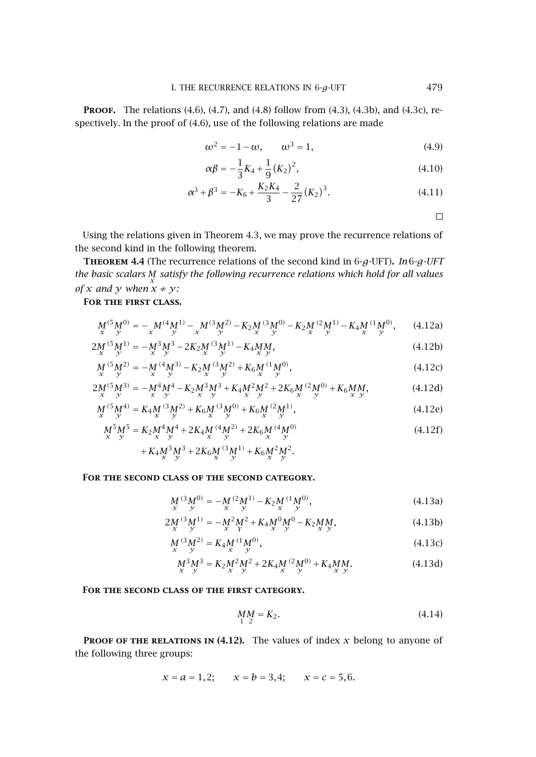**Proof.** The relations (4.6), (4.7), and (4.8) follow from (4.3), (4.3b), and (4.3c), respectively. In the proof of (4.6), use of the following relations are made

$$\omega^2 = -1-\omega, \qquad \omega^3 = 1, \tag{4.9}$$

$$\alpha\beta = -\frac{1}{3}K_4 + \frac{1}{9}(K_2)^2, \tag{4.10}$$

$$\alpha^3+\beta^3 = -K_6 + \frac{K_2K_4}{3} - \frac{2}{27}(K_2)^3. \tag{4.11}$$

$\square$

Using the relations given in Theorem 4.3, we may prove the recurrence relations of the second kind in the following theorem.

**Theorem 4.4** (The recurrence relations of the second kind in 6-$g$-UFT). *In 6-$g$-UFT the basic scalars $\underset{x}{M}$ satisfy the following recurrence relations which hold for all values of $x$ and $y$ when $x \neq y$:*

**For the first class.**

$$\underset{x}{M}^{(5}\underset{y}{M}^{0)} = -\underset{x}{M}^{(4}\underset{y}{M}^{1)} - \underset{x}{M}^{(3}\underset{y}{M}^{2)} - K_2\underset{x}{M}^{(3}\underset{y}{M}^{0)} - K_2\underset{x}{M}^{(2}\underset{y}{M}^{1)} - K_4\underset{x}{M}^{(1}\underset{y}{M}^{0)}, \tag{4.12a}$$

$$2\underset{x}{M}^{(5}\underset{y}{M}^{1)} = -\underset{x}{M}^3\underset{y}{M}^3 - 2K_2\underset{x}{M}^{(3}\underset{y}{M}^{1)} - K_4\underset{x}{M}\underset{y}{M}, \tag{4.12b}$$

$$\underset{x}{M}^{(5}\underset{y}{M}^{2)} = -\underset{x}{M}^{(4}\underset{y}{M}^{3)} - K_2\underset{x}{M}^{(3}\underset{y}{M}^{2)} + K_6\underset{x}{M}^{(1}\underset{y}{M}^{0)}, \tag{4.12c}$$

$$2\underset{x}{M}^{(5}\underset{y}{M}^{3)} = -\underset{x}{M}^4\underset{y}{M}^4 - K_2\underset{x}{M}^3\underset{y}{M}^3 + K_4\underset{x}{M}^2\underset{y}{M}^2 + 2K_6\underset{x}{M}^{(2}\underset{y}{M}^{0)} + K_6\underset{x}{M}\underset{y}{M}, \tag{4.12d}$$

$$\underset{x}{M}^{(5}\underset{y}{M}^{4)} = K_4\underset{x}{M}^{(3}\underset{y}{M}^{2)} + K_6\underset{x}{M}^{(3}\underset{y}{M}^{0)} + K_6\underset{x}{M}^{(2}\underset{y}{M}^{1)}, \tag{4.12e}$$

$$\begin{aligned}\underset{x}{M}^5\underset{y}{M}^5 = {} & K_2\underset{x}{M}^4\underset{y}{M}^4 + 2K_4\underset{x}{M}^{(4}\underset{y}{M}^{2)} + 2K_6\underset{x}{M}^{(4}\underset{y}{M}^{0)} \\ & + K_4\underset{x}{M}^3\underset{y}{M}^3 + 2K_6\underset{x}{M}^{(3}\underset{y}{M}^{1)} + K_6\underset{x}{M}^2\underset{y}{M}^2.\end{aligned} \tag{4.12f}$$

**For the second class of the second category.**

$$\underset{x}{M}^{(3}\underset{y}{M}^{0)} = -\underset{x}{M}^{(2}\underset{y}{M}^{1)} - K_2\underset{x}{M}^{(1}\underset{y}{M}^{0)}, \tag{4.13a}$$

$$2\underset{x}{M}^{(3}\underset{y}{M}^{1)} = -\underset{x}{M}^2\underset{Y}{M}^2 + K_4\underset{x}{M}^0\underset{y}{M}^0 - K_2\underset{x}{M}\underset{y}{M}, \tag{4.13b}$$

$$\underset{x}{M}^{(3}\underset{y}{M}^{2)} = K_4\underset{x}{M}^{(1}\underset{y}{M}^{0)}, \tag{4.13c}$$

$$\underset{x}{M}^3\underset{y}{M}^3 = K_2\underset{x}{M}^2\underset{y}{M}^2 + 2K_4\underset{x}{M}^{(2}\underset{y}{M}^{0)} + K_4\underset{x}{M}\underset{y}{M}. \tag{4.13d}$$

**For the second class of the first category.**

$$\underset{1}{M}\underset{2}{M} = K_2. \tag{4.14}$$

**Proof of the relations in (4.12).** The values of index $x$ belong to anyone of the following three groups:

$$x = a = 1,2; \qquad x = b = 3,4; \qquad x = c = 5,6.$$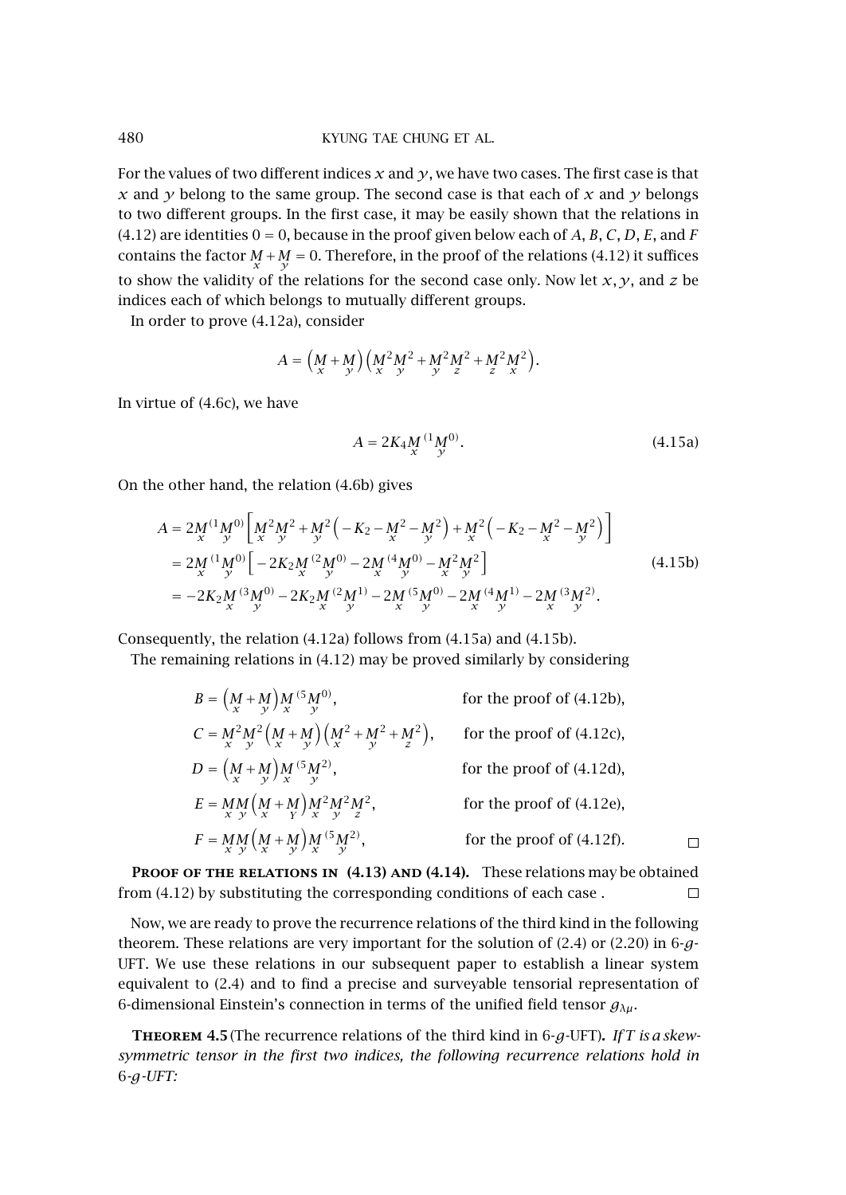For the values of two different indices $x$ and $y$, we have two cases. The first case is that $x$ and $y$ belong to the same group. The second case is that each of $x$ and $y$ belongs to two different groups. In the first case, it may be easily shown that the relations in (4.12) are identities $0 = 0$, because in the proof given below each of $A$, $B$, $C$, $D$, $E$, and $F$ contains the factor $\underset{x}{M} + \underset{y}{M} = 0$. Therefore, in the proof of the relations (4.12) it suffices to show the validity of the relations for the second case only. Now let $x, y$, and $z$ be indices each of which belongs to mutually different groups.

In order to prove (4.12a), consider

$$A = \left(\underset{x}{M} + \underset{y}{M}\right)\left(\underset{x}{M}^2\underset{y}{M}^2 + \underset{y}{M}^2\underset{z}{M}^2 + \underset{z}{M}^2\underset{x}{M}^2\right).$$

In virtue of (4.6c), we have

$$A = 2K_4 \underset{x}{M}{}^{(1}\underset{y}{M}{}^{0)}. \tag{4.15a}$$

On the other hand, the relation (4.6b) gives

$$\begin{aligned}
A &= 2\underset{x}{M}{}^{(1}\underset{y}{M}{}^{0)}\left[\underset{x}{M}^2\underset{y}{M}^2 + \underset{y}{M}^2\left(-K_2 - \underset{x}{M}^2 - \underset{y}{M}^2\right) + \underset{x}{M}^2\left(-K_2 - \underset{x}{M}^2 - \underset{y}{M}^2\right)\right] \\
&= 2\underset{x}{M}{}^{(1}\underset{y}{M}{}^{0)}\left[-2K_2\underset{x}{M}{}^{(2}\underset{y}{M}{}^{0)} - 2\underset{x}{M}{}^{(4}\underset{y}{M}{}^{0)} - \underset{x}{M}^2\underset{y}{M}^2\right] \\
&= -2K_2\underset{x}{M}{}^{(3}\underset{y}{M}{}^{0)} - 2K_2\underset{x}{M}{}^{(2}\underset{y}{M}{}^{1)} - 2\underset{x}{M}{}^{(5}\underset{y}{M}{}^{0)} - 2\underset{x}{M}{}^{(4}\underset{y}{M}{}^{1)} - 2\underset{x}{M}{}^{(3}\underset{y}{M}{}^{2)}.
\end{aligned} \tag{4.15b}$$

Consequently, the relation (4.12a) follows from (4.15a) and (4.15b).

The remaining relations in (4.12) may be proved similarly by considering

$$\begin{aligned}
B &= \left(\underset{x}{M} + \underset{y}{M}\right)\underset{x}{M}{}^{(5}\underset{y}{M}{}^{0)}, && \text{for the proof of (4.12b),} \\
C &= \underset{x}{M}^2\underset{y}{M}^2\left(\underset{x}{M} + \underset{y}{M}\right)\left(\underset{x}{M}^2 + \underset{y}{M}^2 + \underset{z}{M}^2\right), && \text{for the proof of (4.12c),} \\
D &= \left(\underset{x}{M} + \underset{y}{M}\right)\underset{x}{M}{}^{(5}\underset{y}{M}{}^{2)}, && \text{for the proof of (4.12d),} \\
E &= \underset{x}{M}\underset{y}{M}\left(\underset{x}{M} + \underset{Y}{M}\right)\underset{x}{M}^2\underset{y}{M}^2\underset{z}{M}^2, && \text{for the proof of (4.12e),} \\
F &= \underset{x}{M}\underset{y}{M}\left(\underset{x}{M} + \underset{y}{M}\right)\underset{x}{M}{}^{(5}\underset{y}{M}{}^{2)}, && \text{for the proof of (4.12f).}
\end{aligned}$$

□

**Proof of the relations in (4.13) and (4.14).** These relations may be obtained from (4.12) by substituting the corresponding conditions of each case . □

Now, we are ready to prove the recurrence relations of the third kind in the following theorem. These relations are very important for the solution of (2.4) or (2.20) in 6-$g$-UFT. We use these relations in our subsequent paper to establish a linear system equivalent to (2.4) and to find a precise and surveyable tensorial representation of 6-dimensional Einstein's connection in terms of the unified field tensor $g_{\lambda\mu}$.

**Theorem 4.5** (The recurrence relations of the third kind in 6-$g$-UFT). *If $T$ is a skew-symmetric tensor in the first two indices, the following recurrence relations hold in 6-$g$-UFT:*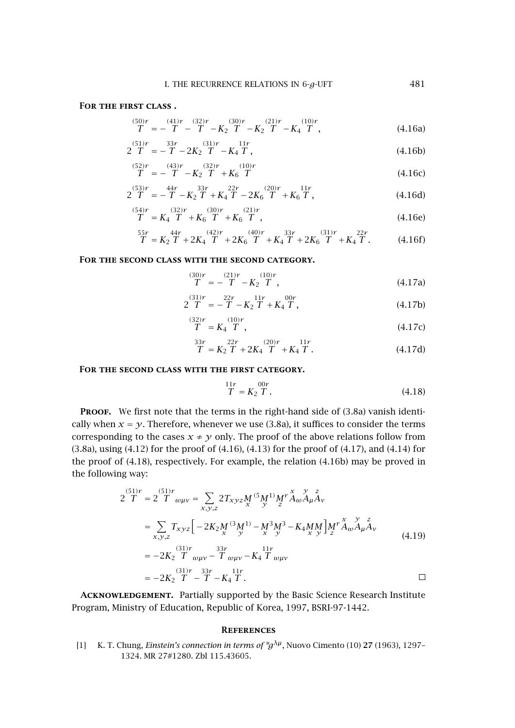**For the first class .**

$$\overset{(50)r}{T} = -\overset{(41)r}{T} - \overset{(32)r}{T} - K_2 \overset{(30)r}{T} - K_2 \overset{(21)r}{T} - K_4 \overset{(10)r}{T}, \tag{4.16a}$$

$$2\overset{(51)r}{T} = -\overset{33r}{T} - 2K_2 \overset{(31)r}{T} - K_4 \overset{11r}{T}, \tag{4.16b}$$

$$\overset{(52)r}{T} = -\overset{(43)r}{T} - K_2 \overset{(32)r}{T} + K_6 \overset{(10)r}{T} \tag{4.16c}$$

$$2\overset{(53)r}{T} = -\overset{44r}{T} - K_2 \overset{33r}{T} + K_4 \overset{22r}{T} - 2K_6 \overset{(20)r}{T} + K_6 \overset{11r}{T}, \tag{4.16d}$$

$$\overset{(54)r}{T} = K_4 \overset{(32)r}{T} + K_6 \overset{(30)r}{T} + K_6 \overset{(21)r}{T}, \tag{4.16e}$$

$$\overset{55r}{T} = K_2 \overset{44r}{T} + 2K_4 \overset{(42)r}{T} + 2K_6 \overset{(40)r}{T} + K_4 \overset{33r}{T} + 2K_6 \overset{(31)r}{T} + K_4 \overset{22r}{T}. \tag{4.16f}$$

**For the second class with the second category.**

$$\overset{(30)r}{T} = -\overset{(21)r}{T} - K_2 \overset{(10)r}{T}, \tag{4.17a}$$

$$2\overset{(31)r}{T} = -\overset{22r}{T} - K_2 \overset{11r}{T} + K_4 \overset{00r}{T}, \tag{4.17b}$$

$$\overset{(32)r}{T} = K_4 \overset{(10)r}{T}, \tag{4.17c}$$

$$\overset{33r}{T} = K_2 \overset{22r}{T} + 2K_4 \overset{(20)r}{T} + K_4 \overset{11r}{T}. \tag{4.17d}$$

**For the second class with the first category.**

$$\overset{11r}{T} = K_2 \overset{00r}{T}. \tag{4.18}$$

**Proof.** We first note that the terms in the right-hand side of (3.8a) vanish identically when $x = y$. Therefore, whenever we use (3.8a), it suffices to consider the terms corresponding to the cases $x \neq y$ only. The proof of the above relations follow from (3.8a), using (4.12) for the proof of (4.16), (4.13) for the proof of (4.17), and (4.14) for the proof of (4.18), respectively. For example, the relation (4.16b) may be proved in the following way:

$$\begin{aligned}
2\overset{(51)r}{T} &= 2\overset{(51)r}{T}{}_{\omega\mu\nu} = \sum_{x,y,z} 2T_{xyz} \underset{x}{M}{}^{(5}\underset{y}{M}{}^{1)} \underset{z}{M}{}^{r} \overset{x}{A}_{\omega} \overset{y}{A}_{\mu} \overset{z}{A}_{\nu} \\
&= \sum_{x,y,z} T_{xyz} \Big[ -2K_2 \underset{x}{M}{}^{(3}\underset{y}{M}{}^{1)} - \underset{x}{M}{}^{3}\underset{y}{M}{}^{3} - K_4 \underset{x}{M}\underset{y}{M} \Big] \underset{z}{M}{}^{r} \overset{x}{A}_{\omega} \overset{y}{A}_{\mu} \overset{z}{A}_{\nu} \\
&= -2K_2 \overset{(31)r}{T}{}_{\omega\mu\nu} - \overset{33r}{T}{}_{\omega\mu\nu} - K_4 \overset{11r}{T}{}_{\omega\mu\nu} \\
&= -2K_2 \overset{(31)r}{T} - \overset{33r}{T} - K_4 \overset{11r}{T}.
\end{aligned} \tag{4.19}$$

□

**Acknowledgement.** Partially supported by the Basic Science Research Institute Program, Ministry of Education, Republic of Korea, 1997, BSRI-97-1442.

## References

[1] K. T. Chung, *Einstein's connection in terms of* $^*g^{\lambda\mu}$, Nuovo Cimento (10) **27** (1963), 1297–1324. MR 27#1280. Zbl 115.43605.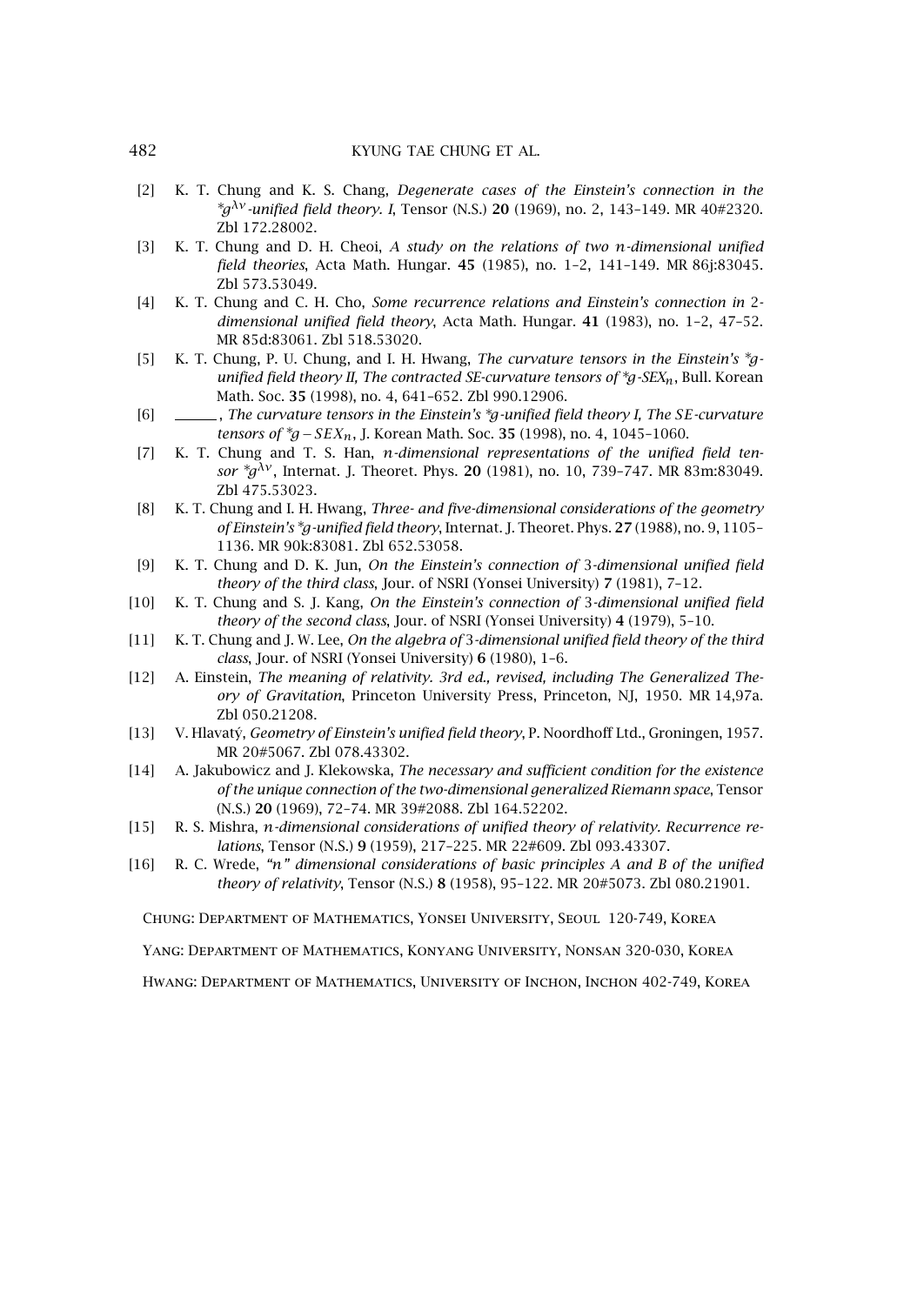[2] K. T. Chung and K. S. Chang, *Degenerate cases of the Einstein's connection in the* $^*g^{\lambda\nu}$*-unified field theory. I*, Tensor (N.S.) **20** (1969), no. 2, 143–149. MR 40#2320. Zbl 172.28002.

[3] K. T. Chung and D. H. Cheoi, *A study on the relations of two* $n$*-dimensional unified field theories*, Acta Math. Hungar. **45** (1985), no. 1–2, 141–149. MR 86j:83045. Zbl 573.53049.

[4] K. T. Chung and C. H. Cho, *Some recurrence relations and Einstein's connection in* 2*-dimensional unified field theory*, Acta Math. Hungar. **41** (1983), no. 1–2, 47–52. MR 85d:83061. Zbl 518.53020.

[5] K. T. Chung, P. U. Chung, and I. H. Hwang, *The curvature tensors in the Einstein's* $^*g$*-unified field theory II, The contracted SE-curvature tensors of* $^*g$*-SEX*$_n$, Bull. Korean Math. Soc. **35** (1998), no. 4, 641–652. Zbl 990.12906.

[6] ______, *The curvature tensors in the Einstein's* $^*g$*-unified field theory I, The SE-curvature tensors of* $^*g - SEX_n$, J. Korean Math. Soc. **35** (1998), no. 4, 1045–1060.

[7] K. T. Chung and T. S. Han, $n$*-dimensional representations of the unified field tensor* $^*g^{\lambda\nu}$, Internat. J. Theoret. Phys. **20** (1981), no. 10, 739–747. MR 83m:83049. Zbl 475.53023.

[8] K. T. Chung and I. H. Hwang, *Three- and five-dimensional considerations of the geometry of Einstein's* $^*g$*-unified field theory*, Internat. J. Theoret. Phys. **27** (1988), no. 9, 1105–1136. MR 90k:83081. Zbl 652.53058.

[9] K. T. Chung and D. K. Jun, *On the Einstein's connection of* 3*-dimensional unified field theory of the third class*, Jour. of NSRI (Yonsei University) **7** (1981), 7–12.

[10] K. T. Chung and S. J. Kang, *On the Einstein's connection of* 3*-dimensional unified field theory of the second class*, Jour. of NSRI (Yonsei University) **4** (1979), 5–10.

[11] K. T. Chung and J. W. Lee, *On the algebra of* 3*-dimensional unified field theory of the third class*, Jour. of NSRI (Yonsei University) **6** (1980), 1–6.

[12] A. Einstein, *The meaning of relativity. 3rd ed., revised, including The Generalized Theory of Gravitation*, Princeton University Press, Princeton, NJ, 1950. MR 14,97a. Zbl 050.21208.

[13] V. Hlavatý, *Geometry of Einstein's unified field theory*, P. Noordhoff Ltd., Groningen, 1957. MR 20#5067. Zbl 078.43302.

[14] A. Jakubowicz and J. Klekowska, *The necessary and sufficient condition for the existence of the unique connection of the two-dimensional generalized Riemann space*, Tensor (N.S.) **20** (1969), 72–74. MR 39#2088. Zbl 164.52202.

[15] R. S. Mishra, $n$*-dimensional considerations of unified theory of relativity. Recurrence relations*, Tensor (N.S.) **9** (1959), 217–225. MR 22#609. Zbl 093.43307.

[16] R. C. Wrede, *"n" dimensional considerations of basic principles A and B of the unified theory of relativity*, Tensor (N.S.) **8** (1958), 95–122. MR 20#5073. Zbl 080.21901.

Chung: Department of Mathematics, Yonsei University, Seoul 120-749, Korea

Yang: Department of Mathematics, Konyang University, Nonsan 320-030, Korea

Hwang: Department of Mathematics, University of Inchon, Inchon 402-749, Korea